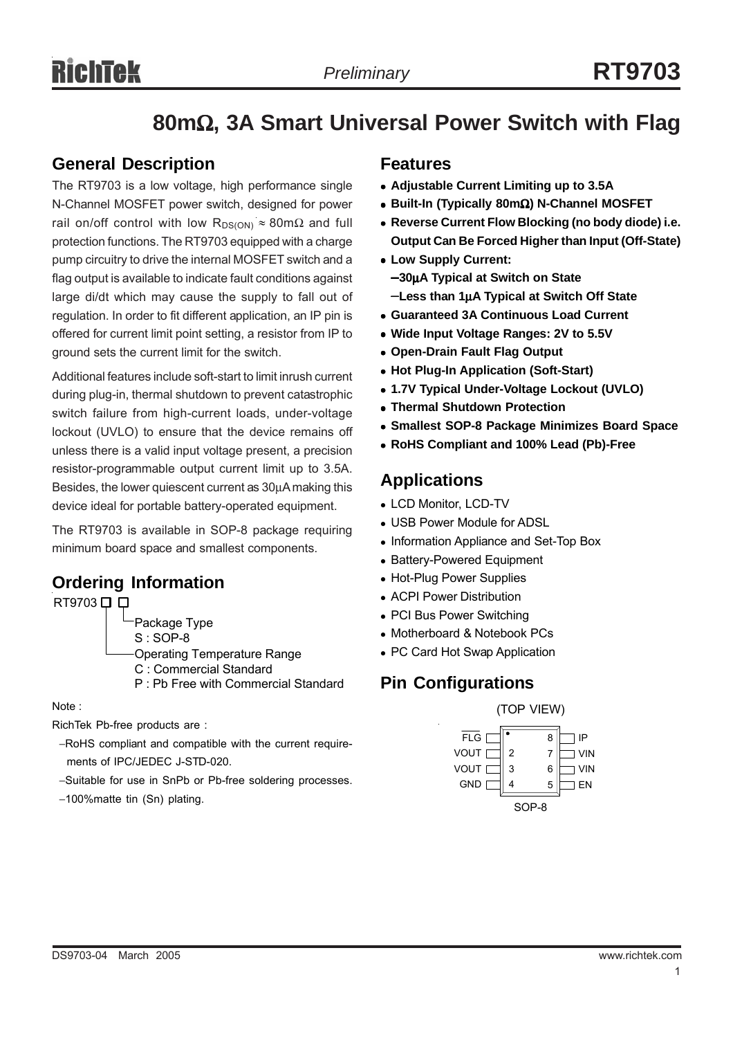# 80mΩ, 3A Smart Universal Power Switch with Flag

## General Description

The RT9703 is a low voltage, high performance single N-Channel MOSFET power switch, designed for power rail on/off control with low $R_{DS(ON)} \approx 80m\Omega$ and full protection functions. The RT9703 equipped with a charge pump circuitry to drive the internal MOSFET switch and a flag output is available to indicate fault conditions against large di/dt which may cause the supply to fall out of regulation. In order to fit different application, an IP pin is offered for current limit point setting, a resistor from IP to ground sets the current limit for the switch.

Additional features include soft-start to limit inrush current during plug-in, thermal shutdown to prevent catastrophic switch failure from high-current loads, under-voltage lockout (UVLO) to ensure that the device remains off unless there is a valid input voltage present, a precision resistor-programmable output current limit up to 3.5A. Besides, the lower quiescent current as 30μA making this device ideal for portable battery-operated equipment.

The RT9703 is available in SOP-8 package requiring minimum board space and smallest components.

## Ordering Information

RT9703 □ □

- Package Type
  - S : SOP-8
- Operating Temperature Range
  - C : Commercial Standard
  - P : Pb Free with Commercial Standard

Note :

RichTek Pb-free products are :

- RoHS compliant and compatible with the current requirements of IPC/JEDEC J-STD-020.
- Suitable for use in SnPb or Pb-free soldering processes.
- 100%matte tin (Sn) plating.

## Features

- **Adjustable Current Limiting up to 3.5A**
- **Built-In (Typically 80mΩ) N-Channel MOSFET**
- **Reverse Current Flow Blocking (no body diode) i.e. Output Can Be Forced Higher than Input (Off-State)**
- **Low Supply Current:**
  - **30μA Typical at Switch on State**
  - **Less than 1μA Typical at Switch Off State**
- **Guaranteed 3A Continuous Load Current**
- **Wide Input Voltage Ranges: 2V to 5.5V**
- **Open-Drain Fault Flag Output**
- **Hot Plug-In Application (Soft-Start)**
- **1.7V Typical Under-Voltage Lockout (UVLO)**
- **Thermal Shutdown Protection**
- **Smallest SOP-8 Package Minimizes Board Space**
- **RoHS Compliant and 100% Lead (Pb)-Free**

## Applications

- LCD Monitor, LCD-TV
- USB Power Module for ADSL
- Information Appliance and Set-Top Box
- Battery-Powered Equipment
- Hot-Plug Power Supplies
- ACPI Power Distribution
- PCI Bus Power Switching
- Motherboard & Notebook PCs
- PC Card Hot Swap Application

## Pin Configurations

(TOP VIEW)

| Pin | Name | Pin | Name |
|---|---|---|---|
| 1 | $\overline{FLG}$ | 8 | IP |
| 2 | VOUT | 7 | VIN |
| 3 | VOUT | 6 | VIN |
| 4 | GND | 5 | EN |

SOP-8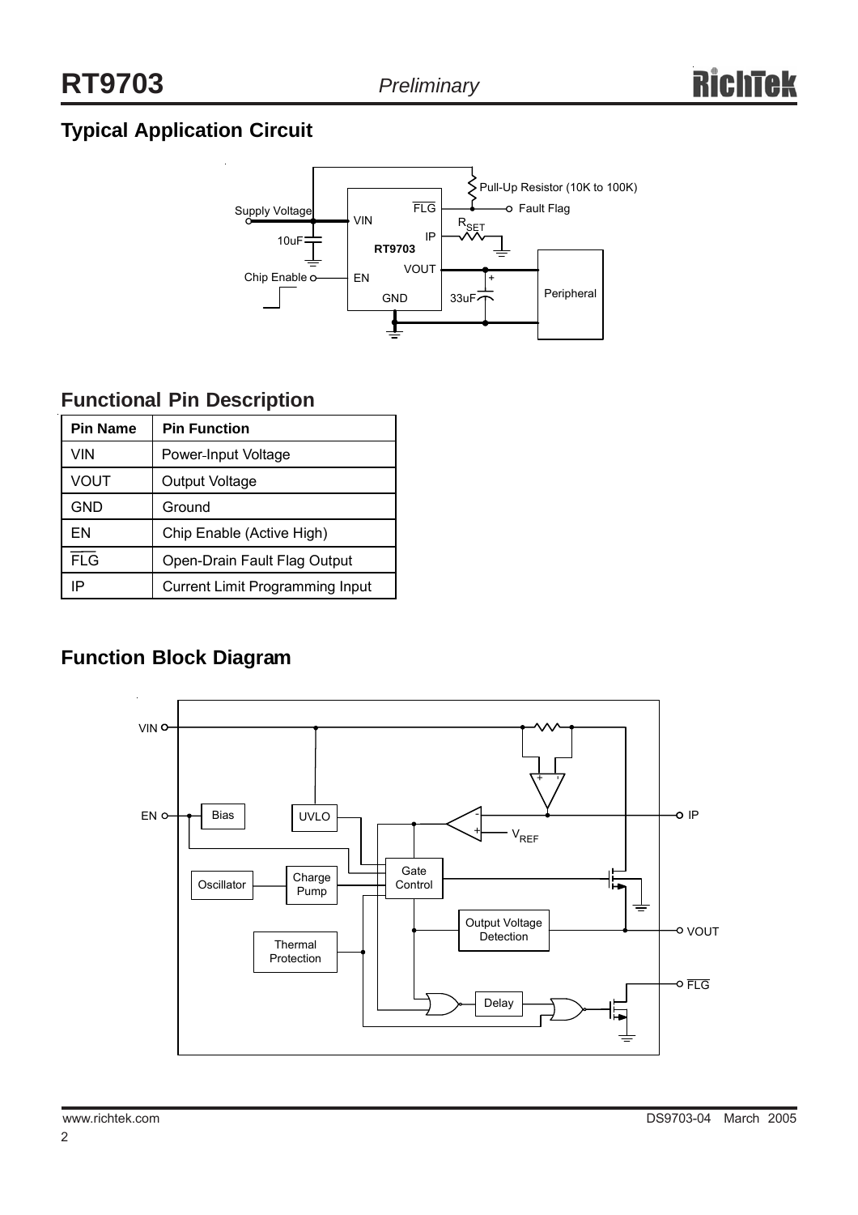## Typical Application Circuit

## Functional Pin Description

| Pin Name | Pin Function |
|---|---|
| VIN | Power-Input Voltage |
| VOUT | Output Voltage |
| GND | Ground |
| EN | Chip Enable (Active High) |
| $\overline{FLG}$ | Open-Drain Fault Flag Output |
| IP | Current Limit Programming Input |

## Function Block Diagram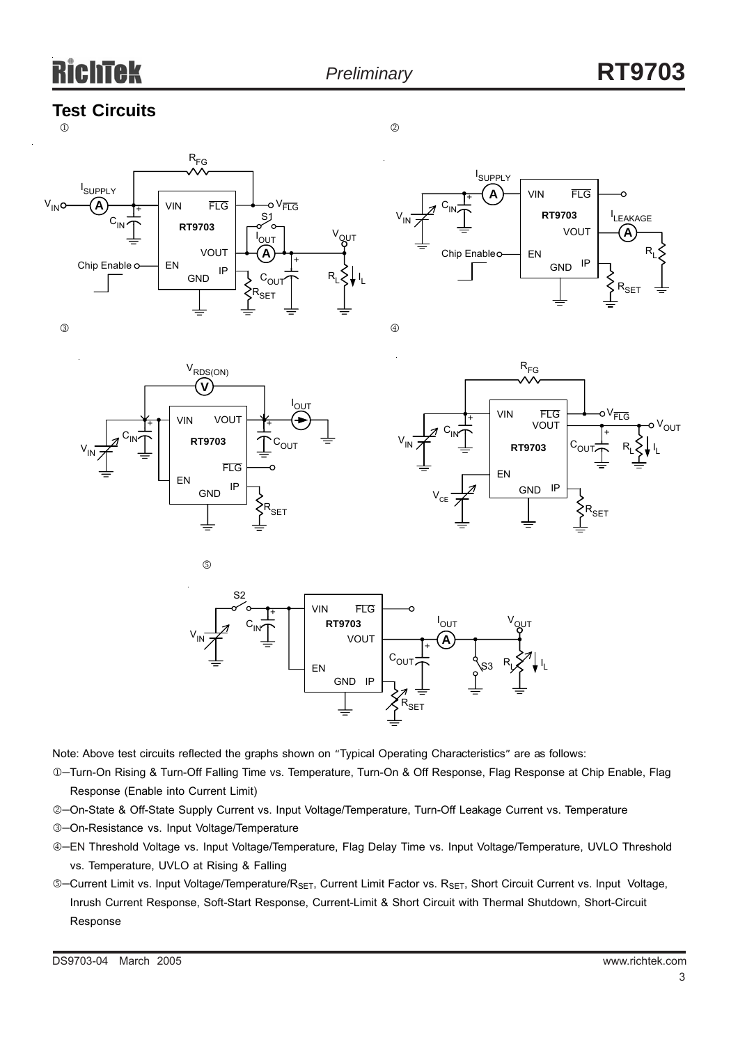## Test Circuits

①

②

③

④

⑤

Note: Above test circuits reflected the graphs shown on "Typical Operating Characteristics" are as follows:

①−Turn-On Rising & Turn-Off Falling Time vs. Temperature, Turn-On & Off Response, Flag Response at Chip Enable, Flag Response (Enable into Current Limit)

②−On-State & Off-State Supply Current vs. Input Voltage/Temperature, Turn-Off Leakage Current vs. Temperature

③−On-Resistance vs. Input Voltage/Temperature

④−EN Threshold Voltage vs. Input Voltage/Temperature, Flag Delay Time vs. Input Voltage/Temperature, UVLO Threshold vs. Temperature, UVLO at Rising & Falling

⑤−Current Limit vs. Input Voltage/Temperature/$R_{SET}$, Current Limit Factor vs. $R_{SET}$, Short Circuit Current vs. Input Voltage, Inrush Current Response, Soft-Start Response, Current-Limit & Short Circuit with Thermal Shutdown, Short-Circuit Response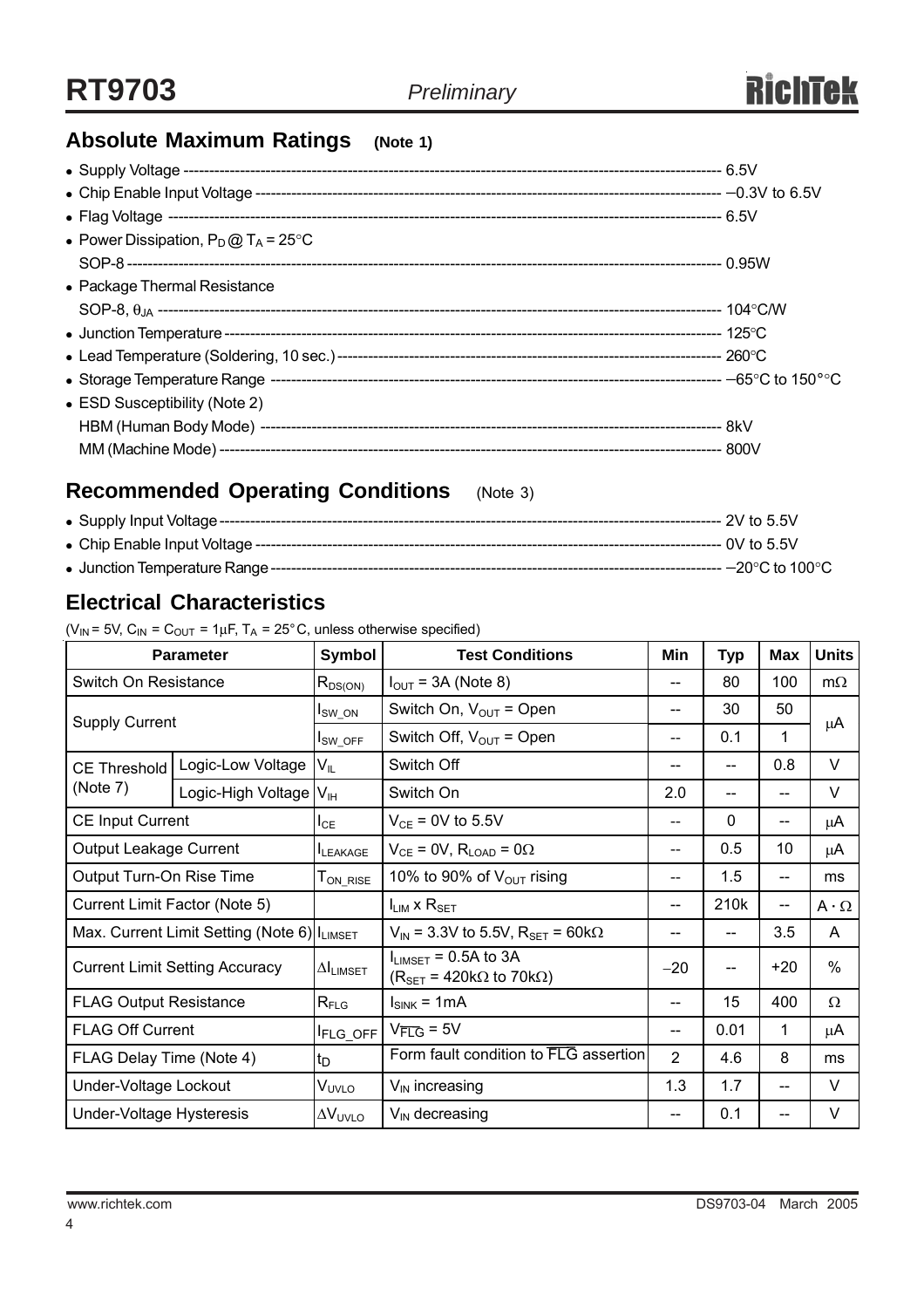## Absolute Maximum Ratings (Note 1)

- Supply Voltage ---------- 6.5V
- Chip Enable Input Voltage ---------- −0.3V to 6.5V
- Flag Voltage ---------- 6.5V
- Power Dissipation, $P_D$ @ $T_A$ = 25°C
  SOP-8 ---------- 0.95W
- Package Thermal Resistance
  SOP-8, $\theta_{JA}$ ---------- 104°C/W
- Junction Temperature ---------- 125°C
- Lead Temperature (Soldering, 10 sec.) ---------- 260°C
- Storage Temperature Range ---------- −65°C to 150°C
- ESD Susceptibility (Note 2)
  HBM (Human Body Mode) ---------- 8kV
  MM (Machine Mode) ---------- 800V

## Recommended Operating Conditions (Note 3)

- Supply Input Voltage ---------- 2V to 5.5V
- Chip Enable Input Voltage ---------- 0V to 5.5V
- Junction Temperature Range ---------- −20°C to 100°C

## Electrical Characteristics

($V_{IN}$ = 5V, $C_{IN}$ = $C_{OUT}$ = 1μF, $T_A$ = 25°C, unless otherwise specified)

| Parameter | | Symbol | Test Conditions | Min | Typ | Max | Units |
|---|---|---|---|---|---|---|---|
| Switch On Resistance | | $R_{DS(ON)}$ | $I_{OUT}$ = 3A (Note 8) | -- | 80 | 100 | mΩ |
| Supply Current | | $I_{SW\_ON}$ | Switch On, $V_{OUT}$ = Open | -- | 30 | 50 | μA |
| | | $I_{SW\_OFF}$ | Switch Off, $V_{OUT}$ = Open | -- | 0.1 | 1 | μA |
| CE Threshold (Note 7) | Logic-Low Voltage | $V_{IL}$ | Switch Off | -- | -- | 0.8 | V |
| | Logic-High Voltage | $V_{IH}$ | Switch On | 2.0 | -- | -- | V |
| CE Input Current | | $I_{CE}$ | $V_{CE}$ = 0V to 5.5V | -- | 0 | -- | μA |
| Output Leakage Current | | $I_{LEAKAGE}$ | $V_{CE}$ = 0V, $R_{LOAD}$ = 0Ω | -- | 0.5 | 10 | μA |
| Output Turn-On Rise Time | | $T_{ON\_RISE}$ | 10% to 90% of $V_{OUT}$ rising | -- | 1.5 | -- | ms |
| Current Limit Factor (Note 5) | | | $I_{LIM}$ x $R_{SET}$ | -- | 210k | -- | A · Ω |
| Max. Current Limit Setting (Note 6) | | $I_{LIMSET}$ | $V_{IN}$ = 3.3V to 5.5V, $R_{SET}$ = 60kΩ | -- | -- | 3.5 | A |
| Current Limit Setting Accuracy | | $\Delta I_{LIMSET}$ | $I_{LIMSET}$ = 0.5A to 3A ($R_{SET}$ = 420kΩ to 70kΩ) | −20 | -- | +20 | % |
| FLAG Output Resistance | | $R_{FLG}$ | $I_{SINK}$ = 1mA | -- | 15 | 400 | Ω |
| FLAG Off Current | | $I_{FLG\_OFF}$ | $V_{\overline{FLG}}$ = 5V | -- | 0.01 | 1 | μA |
| FLAG Delay Time (Note 4) | | $t_D$ | Form fault condition to $\overline{FLG}$ assertion | 2 | 4.6 | 8 | ms |
| Under-Voltage Lockout | | $V_{UVLO}$ | $V_{IN}$ increasing | 1.3 | 1.7 | -- | V |
| Under-Voltage Hysteresis | | $\Delta V_{UVLO}$ | $V_{IN}$ decreasing | -- | 0.1 | -- | V |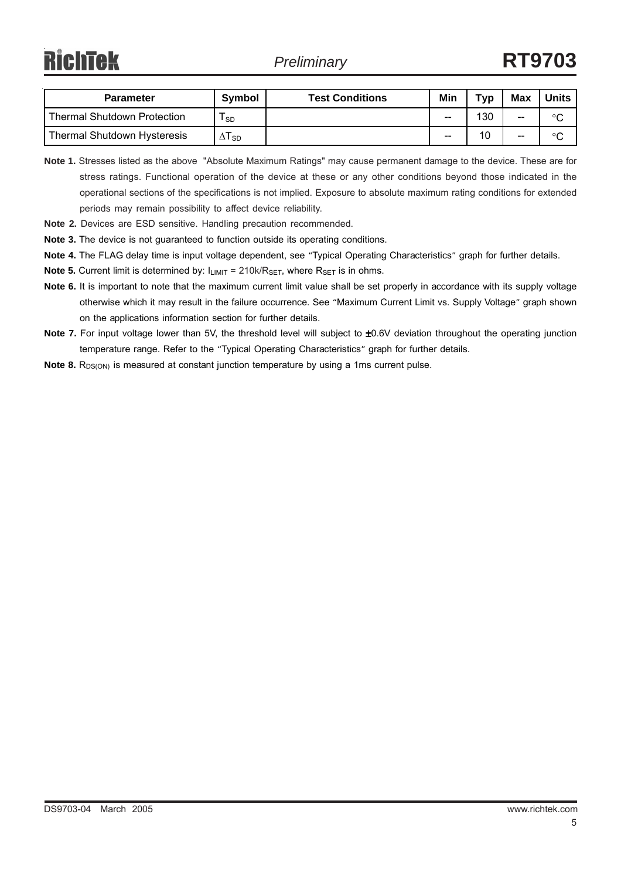| Parameter | Symbol | Test Conditions | Min | Typ | Max | Units |
|---|---|---|---|---|---|---|
| Thermal Shutdown Protection | $T_{SD}$ | | -- | 130 | -- | °C |
| Thermal Shutdown Hysteresis | $\Delta T_{SD}$ | | -- | 10 | -- | °C |

**Note 1.** Stresses listed as the above "Absolute Maximum Ratings" may cause permanent damage to the device. These are for stress ratings. Functional operation of the device at these or any other conditions beyond those indicated in the operational sections of the specifications is not implied. Exposure to absolute maximum rating conditions for extended periods may remain possibility to affect device reliability.

**Note 2.** Devices are ESD sensitive. Handling precaution recommended.

**Note 3.** The device is not guaranteed to function outside its operating conditions.

**Note 4.** The FLAG delay time is input voltage dependent, see "Typical Operating Characteristics" graph for further details.

**Note 5.** Current limit is determined by: $I_{LIMIT}$ = 210k/$R_{SET}$, where $R_{SET}$ is in ohms.

**Note 6.** It is important to note that the maximum current limit value shall be set properly in accordance with its supply voltage otherwise which it may result in the failure occurrence. See "Maximum Current Limit vs. Supply Voltage" graph shown on the applications information section for further details.

**Note 7.** For input voltage lower than 5V, the threshold level will subject to ±0.6V deviation throughout the operating junction temperature range. Refer to the "Typical Operating Characteristics" graph for further details.

**Note 8.** $R_{DS(ON)}$ is measured at constant junction temperature by using a 1ms current pulse.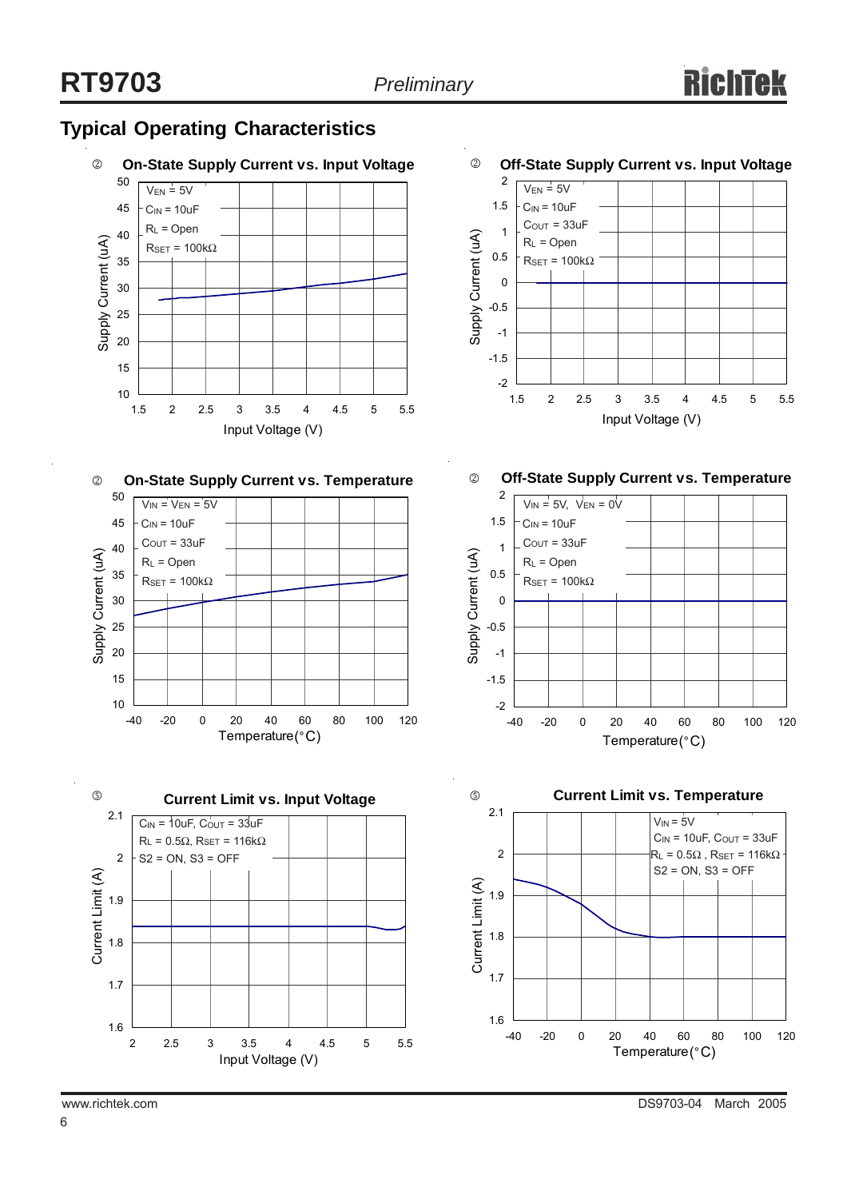## Typical Operating Characteristics

**On-State Supply Current vs. Input Voltage**

$V_{EN}$ = 5V
$C_{IN}$ = 10uF
$R_L$ = Open
$R_{SET}$ = 100kΩ

Supply Current (uA) vs. Input Voltage (V)

**Off-State Supply Current vs. Input Voltage**

$V_{EN}$ = 5V
$C_{IN}$ = 10uF
$C_{OUT}$ = 33uF
$R_L$ = Open
$R_{SET}$ = 100kΩ

Supply Current (uA) vs. Input Voltage (V)

**On-State Supply Current vs. Temperature**

$V_{IN}$ = $V_{EN}$ = 5V
$C_{IN}$ = 10uF
$C_{OUT}$ = 33uF
$R_L$ = Open
$R_{SET}$ = 100kΩ

Supply Current (uA) vs. Temperature(°C)

**Off-State Supply Current vs. Temperature**

$V_{IN}$ = 5V, $V_{EN}$ = 0V
$C_{IN}$ = 10uF
$C_{OUT}$ = 33uF
$R_L$ = Open
$R_{SET}$ = 100kΩ

Supply Current (uA) vs. Temperature(°C)

**Current Limit vs. Input Voltage**

$C_{IN}$ = 10uF, $C_{OUT}$ = 33uF
$R_L$ = 0.5Ω, $R_{SET}$ = 116kΩ
S2 = ON, S3 = OFF

Current Limit (A) vs. Input Voltage (V)

**Current Limit vs. Temperature**

$V_{IN}$ = 5V
$C_{IN}$ = 10uF, $C_{OUT}$ = 33uF
$R_L$ = 0.5Ω , $R_{SET}$ = 116kΩ
S2 = ON, S3 = OFF

Current Limit (A) vs. Temperature(°C)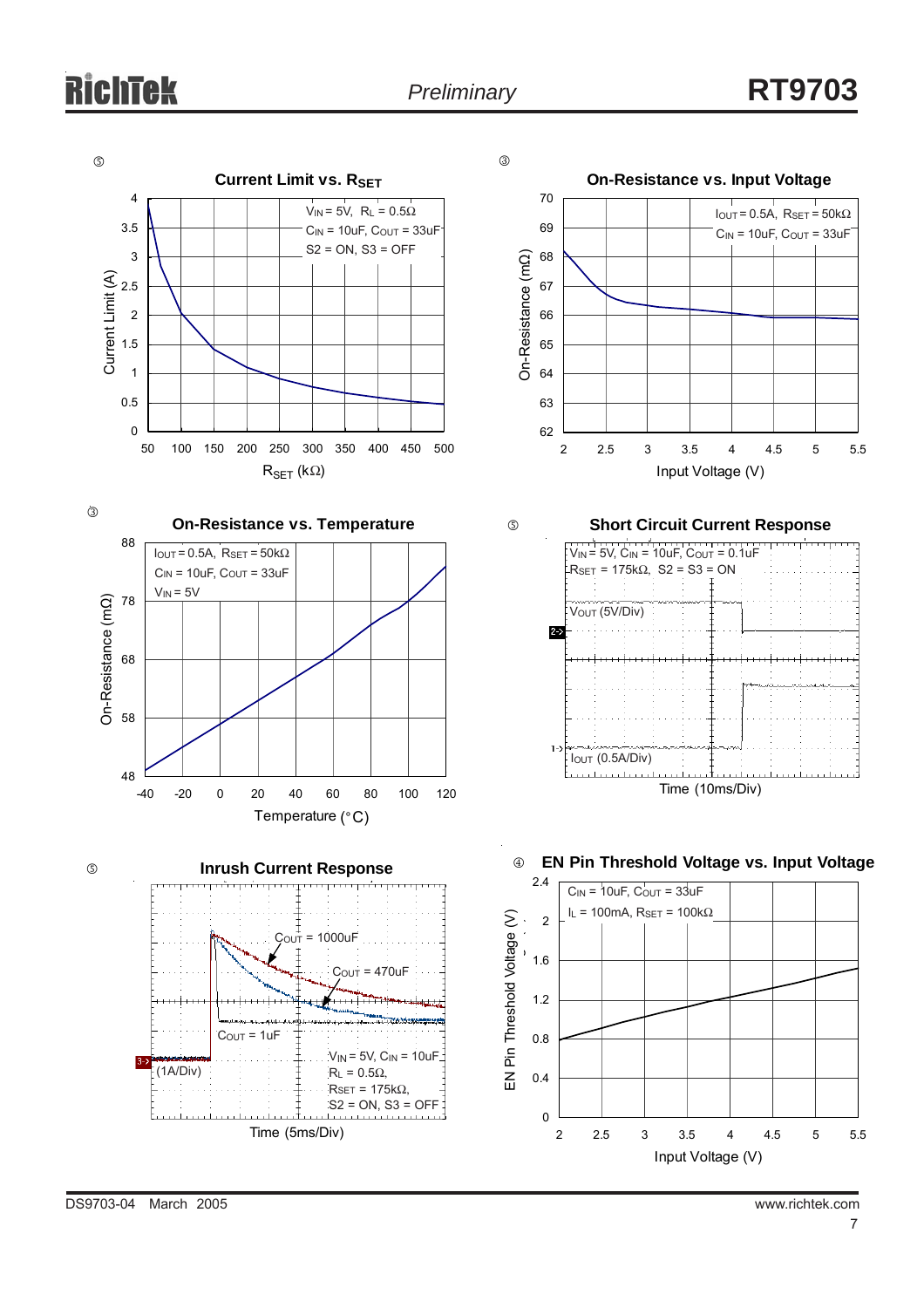**Current Limit vs. $R_{SET}$**

$V_{IN}$ = 5V, $R_L$ = 0.5Ω
$C_{IN}$ = 10uF, $C_{OUT}$ = 33uF
S2 = ON, S3 = OFF

Current Limit (A)

$R_{SET}$ (kΩ)

**On-Resistance vs. Input Voltage**

$I_{OUT}$ = 0.5A, $R_{SET}$ = 50kΩ
$C_{IN}$ = 10uF, $C_{OUT}$ = 33uF

On-Resistance (mΩ)

Input Voltage (V)

**On-Resistance vs. Temperature**

$I_{OUT}$ = 0.5A, $R_{SET}$ = 50kΩ
$C_{IN}$ = 10uF, $C_{OUT}$ = 33uF
$V_{IN}$ = 5V

On-Resistance (mΩ)

Temperature (°C)

**Short Circuit Current Response**

$V_{IN}$ = 5V, $C_{IN}$ = 10uF, $C_{OUT}$ = 0.1uF
$R_{SET}$ = 175kΩ, S2 = S3 = ON

$V_{OUT}$ (5V/Div)

$I_{OUT}$ (0.5A/Div)

Time (10ms/Div)

**Inrush Current Response**

$C_{OUT}$ = 1000uF
$C_{OUT}$ = 470uF
$C_{OUT}$ = 1uF
(1A/Div)

$V_{IN}$ = 5V, $C_{IN}$ = 10uF
$R_L$ = 0.5Ω,
$R_{SET}$ = 175kΩ,
S2 = ON, S3 = OFF

Time (5ms/Div)

**EN Pin Threshold Voltage vs. Input Voltage**

$C_{IN}$ = 10uF, $C_{OUT}$ = 33uF
$I_L$ = 100mA, $R_{SET}$ = 100kΩ

EN Pin Threshold Voltage (V)

Input Voltage (V)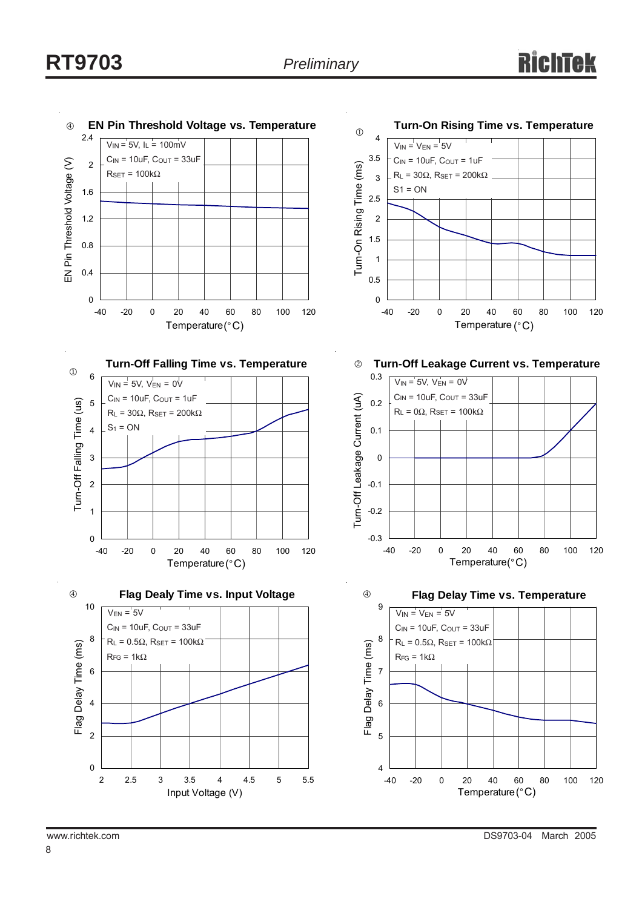### EN Pin Threshold Voltage vs. Temperature

$V_{IN}$ = 5V, $I_L$ = 100mV
$C_{IN}$ = 10uF, $C_{OUT}$ = 33uF
$R_{SET}$ = 100kΩ

EN Pin Threshold Voltage (V) vs. Temperature (°C)

### Turn-On Rising Time vs. Temperature

$V_{IN}$ = $V_{EN}$ = 5V
$C_{IN}$ = 10uF, $C_{OUT}$ = 1uF
$R_L$ = 30Ω, $R_{SET}$ = 200kΩ
S1 = ON

Turn-On Rising Time (ms) vs. Temperature (°C)

### Turn-Off Falling Time vs. Temperature

$V_{IN}$ = 5V, $V_{EN}$ = 0V
$C_{IN}$ = 10uF, $C_{OUT}$ = 1uF
$R_L$ = 30Ω, $R_{SET}$ = 200kΩ
$S_1$ = ON

Turn-Off Falling Time (us) vs. Temperature (°C)

### Turn-Off Leakage Current vs. Temperature

$V_{IN}$ = 5V, $V_{EN}$ = 0V
$C_{IN}$ = 10uF, $C_{OUT}$ = 33uF
$R_L$ = 0Ω, $R_{SET}$ = 100kΩ

Turn-Off Leakage Current (uA) vs. Temperature (°C)

### Flag Dealy Time vs. Input Voltage

$V_{EN}$ = 5V
$C_{IN}$ = 10uF, $C_{OUT}$ = 33uF
$R_L$ = 0.5Ω, $R_{SET}$ = 100kΩ
$R_{FG}$ = 1kΩ

Flag Delay Time (ms) vs. Input Voltage (V)

### Flag Delay Time vs. Temperature

$V_{IN}$ = $V_{EN}$ = 5V
$C_{IN}$ = 10uF, $C_{OUT}$ = 33uF
$R_L$ = 0.5Ω, $R_{SET}$ = 100kΩ
$R_{FG}$ = 1kΩ

Flag Delay Time (ms) vs. Temperature (°C)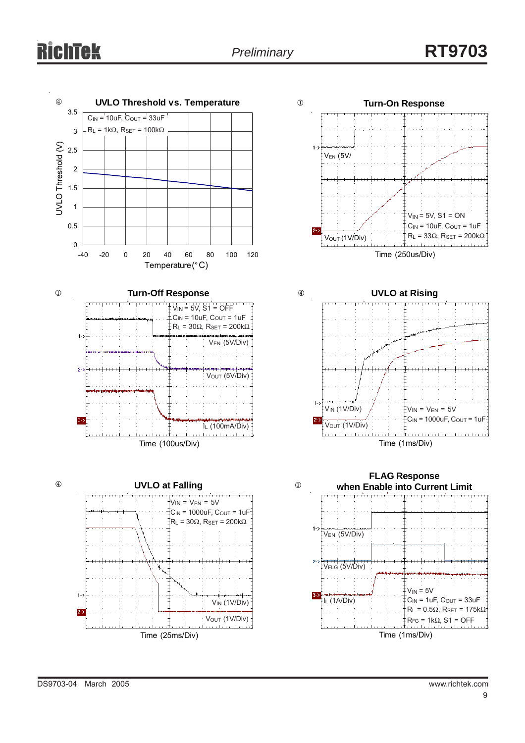④ **UVLO Threshold vs. Temperature**

$C_{IN}$ = 10uF, $C_{OUT}$ = 33uF
$R_L$ = 1kΩ, $R_{SET}$ = 100kΩ

UVLO Threshold (V): 0, 0.5, 1, 1.5, 2, 2.5, 3, 3.5

Temperature (°C): -40, -20, 0, 20, 40, 60, 80, 100, 120

① **Turn-On Response**

$V_{EN}$ (5V/

$V_{OUT}$ (1V/Div)

$V_{IN}$ = 5V, S1 = ON
$C_{IN}$ = 10uF, $C_{OUT}$ = 1uF
$R_L$ = 33Ω, $R_{SET}$ = 200kΩ

Time (250us/Div)

① **Turn-Off Response**

$V_{IN}$ = 5V, S1 = OFF
$C_{IN}$ = 10uF, $C_{OUT}$ = 1uF
$R_L$ = 30Ω, $R_{SET}$ = 200kΩ

$V_{EN}$ (5V/Div)

$V_{OUT}$ (5V/Div)

$I_L$ (100mA/Div)

Time (100us/Div)

④ **UVLO at Rising**

$V_{IN}$ (1V/Div)

$V_{OUT}$ (1V/Div)

$V_{IN}$ = $V_{EN}$ = 5V
$C_{IN}$ = 1000uF, $C_{OUT}$ = 1uF

Time (1ms/Div)

④ **UVLO at Falling**

$V_{IN}$ = $V_{EN}$ = 5V
$C_{IN}$ = 1000uF, $C_{OUT}$ = 1uF
$R_L$ = 30Ω, $R_{SET}$ = 200kΩ

$V_{IN}$ (1V/Div)

$V_{OUT}$ (1V/Div)

Time (25ms/Div)

① **FLAG Response when Enable into Current Limit**

$V_{EN}$ (5V/Div)

$V_{FLG}$ (5V/Div)

$I_L$ (1A/Div)

$V_{IN}$ = 5V
$C_{IN}$ = 1uF, $C_{OUT}$ = 33uF
$R_L$ = 0.5Ω, $R_{SET}$ = 175kΩ
$R_{FG}$ = 1kΩ, S1 = OFF

Time (1ms/Div)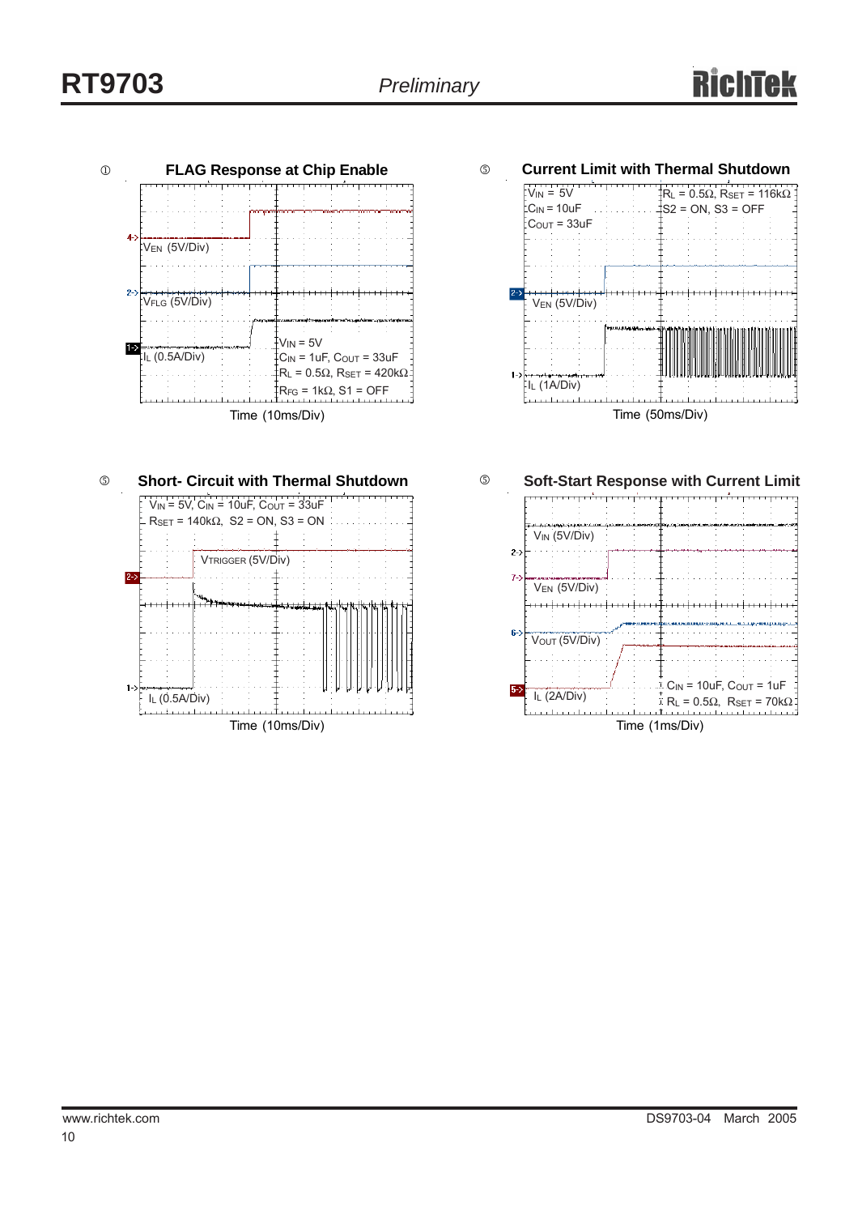**FLAG Response at Chip Enable**

$V_{EN}$ (5V/Div)

$V_{FLG}$ (5V/Div)

$I_L$ (0.5A/Div)

$V_{IN}$ = 5V
$C_{IN}$ = 1uF, $C_{OUT}$ = 33uF
$R_L$ = 0.5Ω, $R_{SET}$ = 420kΩ
$R_{FG}$ = 1kΩ, S1 = OFF

Time (10ms/Div)

**Current Limit with Thermal Shutdown**

$V_{IN}$ = 5V
$C_{IN}$ = 10uF
$C_{OUT}$ = 33uF

$R_L$ = 0.5Ω, $R_{SET}$ = 116kΩ
S2 = ON, S3 = OFF

$V_{EN}$ (5V/Div)

$I_L$ (1A/Div)

Time (50ms/Div)

**Short- Circuit with Thermal Shutdown**

$V_{IN}$ = 5V, $C_{IN}$ = 10uF, $C_{OUT}$ = 33uF
$R_{SET}$ = 140kΩ, S2 = ON, S3 = ON

$V_{TRIGGER}$ (5V/Div)

$I_L$ (0.5A/Div)

Time (10ms/Div)

**Soft-Start Response with Current Limit**

$V_{IN}$ (5V/Div)

$V_{EN}$ (5V/Div)

$V_{OUT}$ (5V/Div)

$I_L$ (2A/Div)

$C_{IN}$ = 10uF, $C_{OUT}$ = 1uF
$R_L$ = 0.5Ω, $R_{SET}$ = 70kΩ

Time (1ms/Div)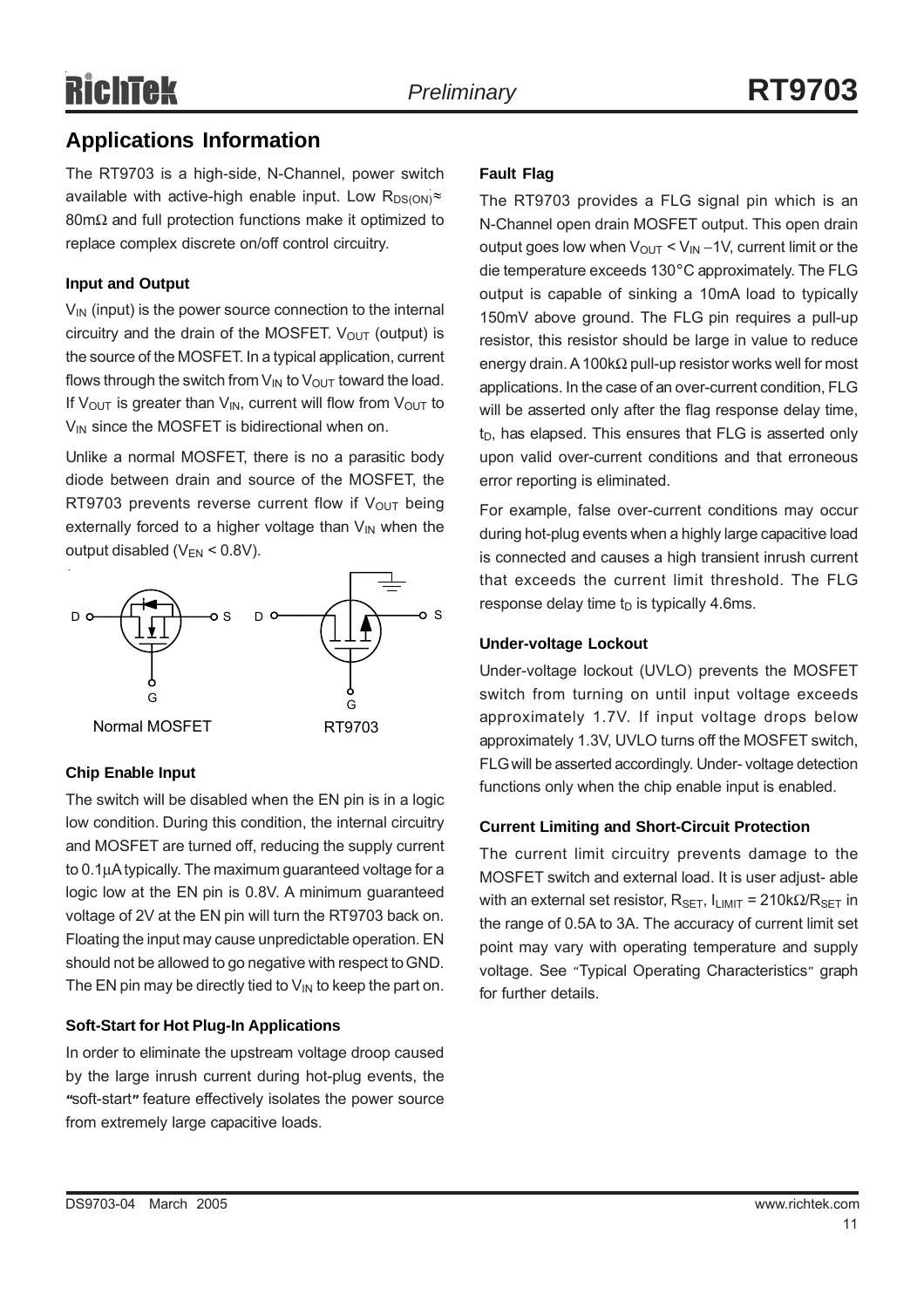## Applications Information

The RT9703 is a high-side, N-Channel, power switch available with active-high enable input. Low $R_{DS(ON)} \approx 80m\Omega$ and full protection functions make it optimized to replace complex discrete on/off control circuitry.

### Input and Output

$V_{IN}$ (input) is the power source connection to the internal circuitry and the drain of the MOSFET. $V_{OUT}$ (output) is the source of the MOSFET. In a typical application, current flows through the switch from $V_{IN}$ to $V_{OUT}$ toward the load. If $V_{OUT}$ is greater than $V_{IN}$, current will flow from $V_{OUT}$ to $V_{IN}$ since the MOSFET is bidirectional when on.

Unlike a normal MOSFET, there is no a parasitic body diode between drain and source of the MOSFET, the RT9703 prevents reverse current flow if $V_{OUT}$ being externally forced to a higher voltage than $V_{IN}$ when the output disabled ($V_{EN}$ < 0.8V).

Normal MOSFET    RT9703

### Chip Enable Input

The switch will be disabled when the EN pin is in a logic low condition. During this condition, the internal circuitry and MOSFET are turned off, reducing the supply current to 0.1μA typically. The maximum guaranteed voltage for a logic low at the EN pin is 0.8V. A minimum guaranteed voltage of 2V at the EN pin will turn the RT9703 back on. Floating the input may cause unpredictable operation. EN should not be allowed to go negative with respect to GND. The EN pin may be directly tied to $V_{IN}$ to keep the part on.

### Soft-Start for Hot Plug-In Applications

In order to eliminate the upstream voltage droop caused by the large inrush current during hot-plug events, the "soft-start" feature effectively isolates the power source from extremely large capacitive loads.

### Fault Flag

The RT9703 provides a FLG signal pin which is an N-Channel open drain MOSFET output. This open drain output goes low when $V_{OUT} < V_{IN} - 1V$, current limit or the die temperature exceeds 130°C approximately. The FLG output is capable of sinking a 10mA load to typically 150mV above ground. The FLG pin requires a pull-up resistor, this resistor should be large in value to reduce energy drain. A 100kΩ pull-up resistor works well for most applications. In the case of an over-current condition, FLG will be asserted only after the flag response delay time, $t_D$, has elapsed. This ensures that FLG is asserted only upon valid over-current conditions and that erroneous error reporting is eliminated.

For example, false over-current conditions may occur during hot-plug events when a highly large capacitive load is connected and causes a high transient inrush current that exceeds the current limit threshold. The FLG response delay time $t_D$ is typically 4.6ms.

### Under-voltage Lockout

Under-voltage lockout (UVLO) prevents the MOSFET switch from turning on until input voltage exceeds approximately 1.7V. If input voltage drops below approximately 1.3V, UVLO turns off the MOSFET switch, FLG will be asserted accordingly. Under- voltage detection functions only when the chip enable input is enabled.

### Current Limiting and Short-Circuit Protection

The current limit circuitry prevents damage to the MOSFET switch and external load. It is user adjust- able with an external set resistor, $R_{SET}$, $I_{LIMIT} = 210k\Omega/R_{SET}$ in the range of 0.5A to 3A. The accuracy of current limit set point may vary with operating temperature and supply voltage. See "Typical Operating Characteristics" graph for further details.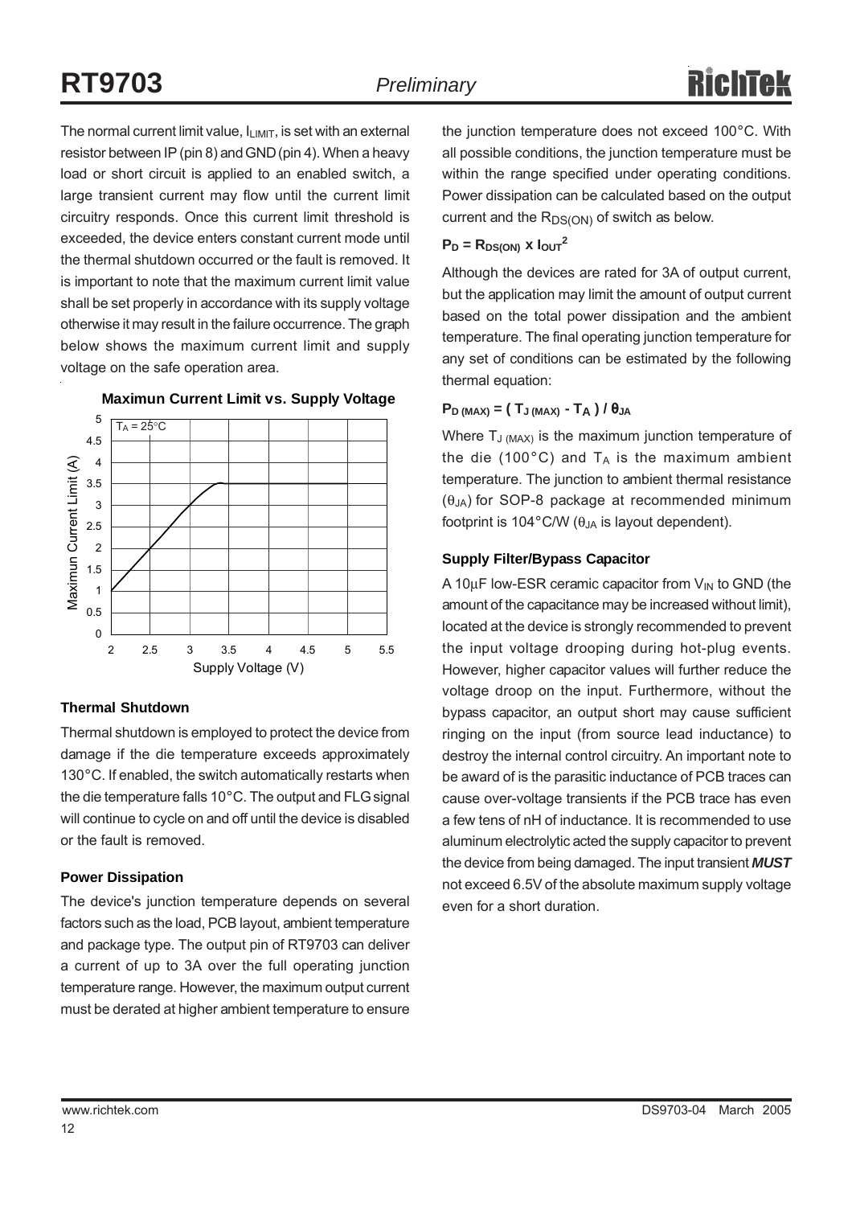The normal current limit value, $I_{LIMIT}$, is set with an external resistor between IP (pin 8) and GND (pin 4). When a heavy load or short circuit is applied to an enabled switch, a large transient current may flow until the current limit circuitry responds. Once this current limit threshold is exceeded, the device enters constant current mode until the thermal shutdown occurred or the fault is removed. It is important to note that the maximum current limit value shall be set properly in accordance with its supply voltage otherwise it may result in the failure occurrence. The graph below shows the maximum current limit and supply voltage on the safe operation area.

**Maximun Current Limit vs. Supply Voltage**

### Thermal Shutdown

Thermal shutdown is employed to protect the device from damage if the die temperature exceeds approximately 130°C. If enabled, the switch automatically restarts when the die temperature falls 10°C. The output and FLG signal will continue to cycle on and off until the device is disabled or the fault is removed.

### Power Dissipation

The device's junction temperature depends on several factors such as the load, PCB layout, ambient temperature and package type. The output pin of RT9703 can deliver a current of up to 3A over the full operating junction temperature range. However, the maximum output current must be derated at higher ambient temperature to ensure the junction temperature does not exceed 100°C. With all possible conditions, the junction temperature must be within the range specified under operating conditions. Power dissipation can be calculated based on the output current and the $R_{DS(ON)}$ of switch as below.

$$P_D = R_{DS(ON)} \times I_{OUT}^2$$

Although the devices are rated for 3A of output current, but the application may limit the amount of output current based on the total power dissipation and the ambient temperature. The final operating junction temperature for any set of conditions can be estimated by the following thermal equation:

$$P_{D\,(MAX)} = (T_{J\,(MAX)} - T_A) / \theta_{JA}$$

Where $T_{J\,(MAX)}$ is the maximum junction temperature of the die (100°C) and $T_A$ is the maximum ambient temperature. The junction to ambient thermal resistance ($\theta_{JA}$) for SOP-8 package at recommended minimum footprint is 104°C/W ($\theta_{JA}$ is layout dependent).

### Supply Filter/Bypass Capacitor

A 10μF low-ESR ceramic capacitor from $V_{IN}$ to GND (the amount of the capacitance may be increased without limit), located at the device is strongly recommended to prevent the input voltage drooping during hot-plug events. However, higher capacitor values will further reduce the voltage droop on the input. Furthermore, without the bypass capacitor, an output short may cause sufficient ringing on the input (from source lead inductance) to destroy the internal control circuitry. An important note to be award of is the parasitic inductance of PCB traces can cause over-voltage transients if the PCB trace has even a few tens of nH of inductance. It is recommended to use aluminum electrolytic acted the supply capacitor to prevent the device from being damaged. The input transient ***MUST*** not exceed 6.5V of the absolute maximum supply voltage even for a short duration.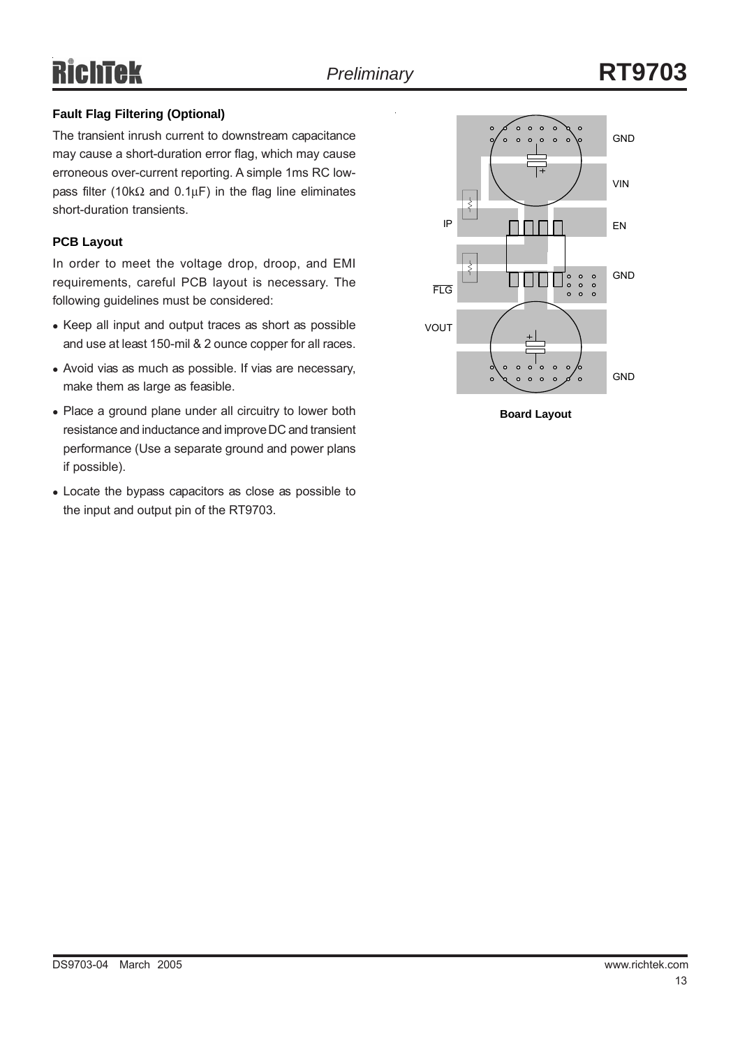### Fault Flag Filtering (Optional)

The transient inrush current to downstream capacitance may cause a short-duration error flag, which may cause erroneous over-current reporting. A simple 1ms RC low-pass filter (10kΩ and 0.1μF) in the flag line eliminates short-duration transients.

### PCB Layout

In order to meet the voltage drop, droop, and EMI requirements, careful PCB layout is necessary. The following guidelines must be considered:

- Keep all input and output traces as short as possible and use at least 150-mil & 2 ounce copper for all races.
- Avoid vias as much as possible. If vias are necessary, make them as large as feasible.
- Place a ground plane under all circuitry to lower both resistance and inductance and improve DC and transient performance (Use a separate ground and power plans if possible).
- Locate the bypass capacitors as close as possible to the input and output pin of the RT9703.

GND

VIN

IP

EN

GND

FLG

VOUT

GND

**Board Layout**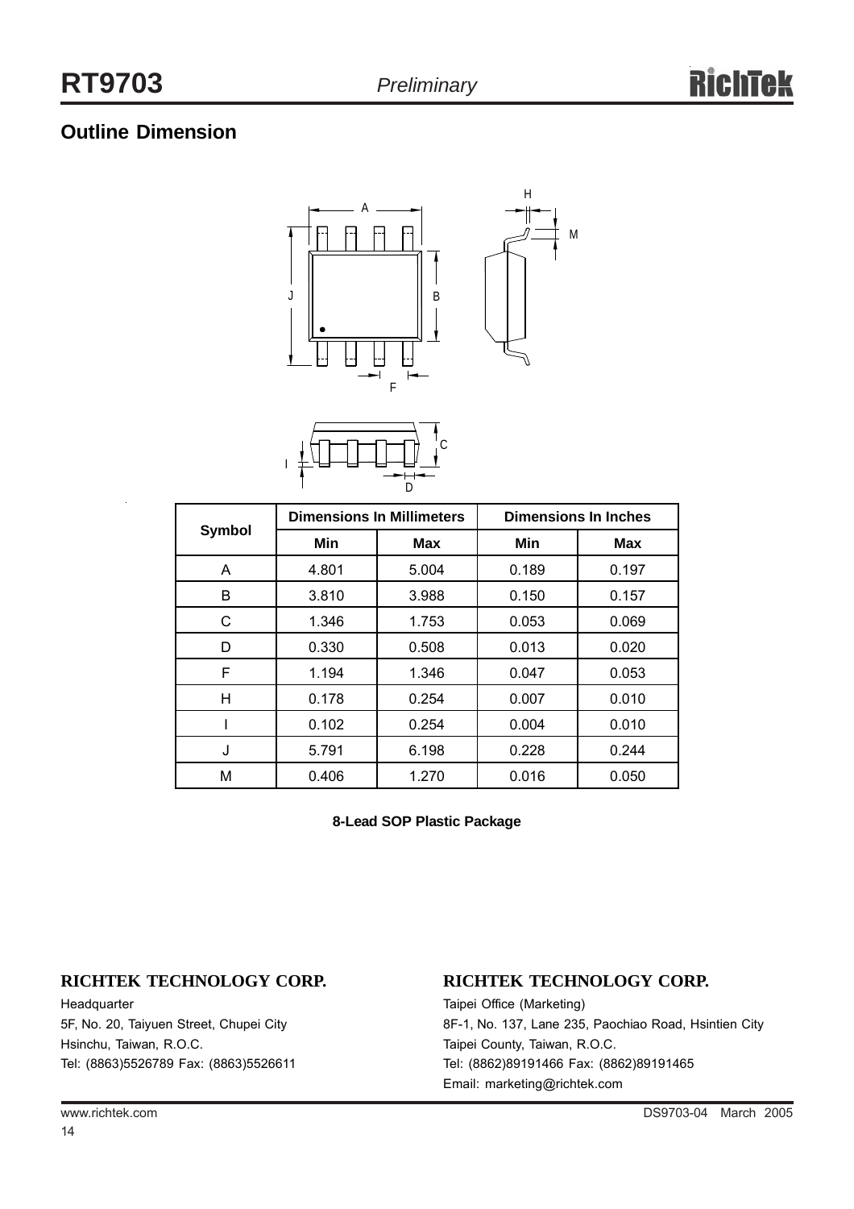## Outline Dimension

A
B
J
F
H
M
C
I
D

| Symbol | Dimensions In Millimeters | | Dimensions In Inches | |
|---|---|---|---|---|
| | Min | Max | Min | Max |
| A | 4.801 | 5.004 | 0.189 | 0.197 |
| B | 3.810 | 3.988 | 0.150 | 0.157 |
| C | 1.346 | 1.753 | 0.053 | 0.069 |
| D | 0.330 | 0.508 | 0.013 | 0.020 |
| F | 1.194 | 1.346 | 0.047 | 0.053 |
| H | 0.178 | 0.254 | 0.007 | 0.010 |
| I | 0.102 | 0.254 | 0.004 | 0.010 |
| J | 5.791 | 6.198 | 0.228 | 0.244 |
| M | 0.406 | 1.270 | 0.016 | 0.050 |

**8-Lead SOP Plastic Package**

**RICHTEK TECHNOLOGY CORP.**

Headquarter
5F, No. 20, Taiyuen Street, Chupei City
Hsinchu, Taiwan, R.O.C.
Tel: (8863)5526789 Fax: (8863)5526611

**RICHTEK TECHNOLOGY CORP.**

Taipei Office (Marketing)
8F-1, No. 137, Lane 235, Paochiao Road, Hsintien City
Taipei County, Taiwan, R.O.C.
Tel: (8862)89191466 Fax: (8862)89191465
Email: marketing@richtek.com